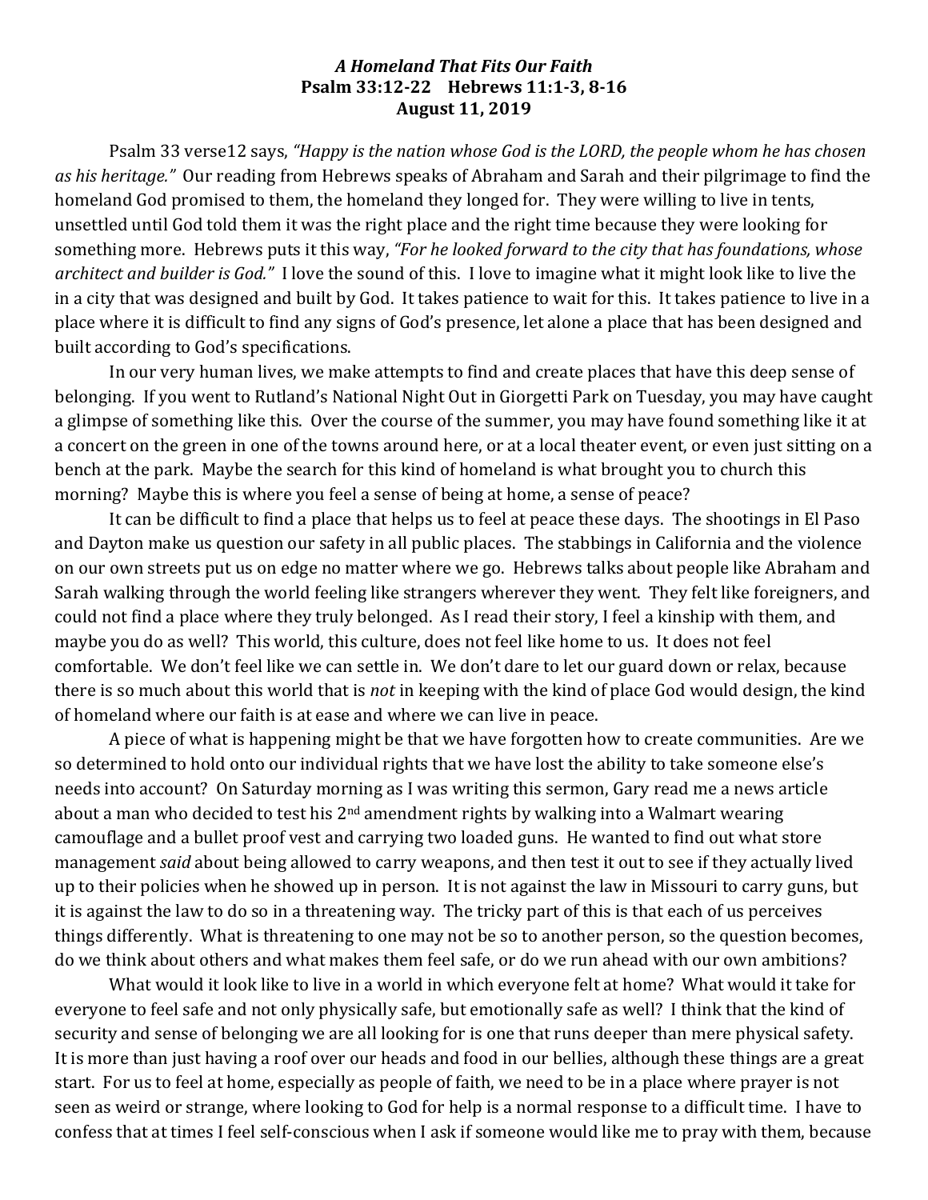***A Homeland That Fits Our Faith***
**Psalm 33:12-22 Hebrews 11:1-3, 8-16**
**August 11, 2019**

Psalm 33 verse12 says, *"Happy is the nation whose God is the LORD, the people whom he has chosen as his heritage."* Our reading from Hebrews speaks of Abraham and Sarah and their pilgrimage to find the homeland God promised to them, the homeland they longed for. They were willing to live in tents, unsettled until God told them it was the right place and the right time because they were looking for something more. Hebrews puts it this way, *"For he looked forward to the city that has foundations, whose architect and builder is God."* I love the sound of this. I love to imagine what it might look like to live the in a city that was designed and built by God. It takes patience to wait for this. It takes patience to live in a place where it is difficult to find any signs of God's presence, let alone a place that has been designed and built according to God's specifications.

In our very human lives, we make attempts to find and create places that have this deep sense of belonging. If you went to Rutland's National Night Out in Giorgetti Park on Tuesday, you may have caught a glimpse of something like this. Over the course of the summer, you may have found something like it at a concert on the green in one of the towns around here, or at a local theater event, or even just sitting on a bench at the park. Maybe the search for this kind of homeland is what brought you to church this morning? Maybe this is where you feel a sense of being at home, a sense of peace?

It can be difficult to find a place that helps us to feel at peace these days. The shootings in El Paso and Dayton make us question our safety in all public places. The stabbings in California and the violence on our own streets put us on edge no matter where we go. Hebrews talks about people like Abraham and Sarah walking through the world feeling like strangers wherever they went. They felt like foreigners, and could not find a place where they truly belonged. As I read their story, I feel a kinship with them, and maybe you do as well? This world, this culture, does not feel like home to us. It does not feel comfortable. We don't feel like we can settle in. We don't dare to let our guard down or relax, because there is so much about this world that is *not* in keeping with the kind of place God would design, the kind of homeland where our faith is at ease and where we can live in peace.

A piece of what is happening might be that we have forgotten how to create communities. Are we so determined to hold onto our individual rights that we have lost the ability to take someone else's needs into account? On Saturday morning as I was writing this sermon, Gary read me a news article about a man who decided to test his 2nd amendment rights by walking into a Walmart wearing camouflage and a bullet proof vest and carrying two loaded guns. He wanted to find out what store management *said* about being allowed to carry weapons, and then test it out to see if they actually lived up to their policies when he showed up in person. It is not against the law in Missouri to carry guns, but it is against the law to do so in a threatening way. The tricky part of this is that each of us perceives things differently. What is threatening to one may not be so to another person, so the question becomes, do we think about others and what makes them feel safe, or do we run ahead with our own ambitions?

What would it look like to live in a world in which everyone felt at home? What would it take for everyone to feel safe and not only physically safe, but emotionally safe as well? I think that the kind of security and sense of belonging we are all looking for is one that runs deeper than mere physical safety. It is more than just having a roof over our heads and food in our bellies, although these things are a great start. For us to feel at home, especially as people of faith, we need to be in a place where prayer is not seen as weird or strange, where looking to God for help is a normal response to a difficult time. I have to confess that at times I feel self-conscious when I ask if someone would like me to pray with them, because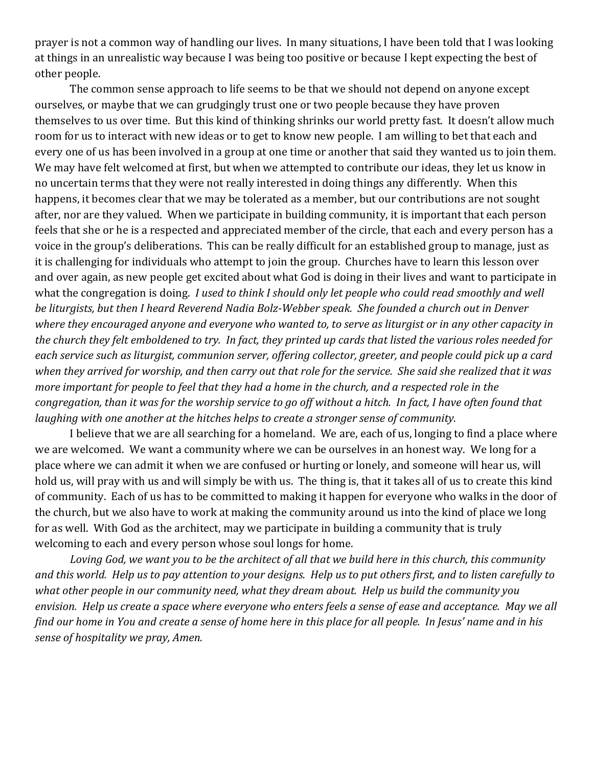prayer is not a common way of handling our lives. In many situations, I have been told that I was looking at things in an unrealistic way because I was being too positive or because I kept expecting the best of other people.

The common sense approach to life seems to be that we should not depend on anyone except ourselves, or maybe that we can grudgingly trust one or two people because they have proven themselves to us over time. But this kind of thinking shrinks our world pretty fast. It doesn't allow much room for us to interact with new ideas or to get to know new people. I am willing to bet that each and every one of us has been involved in a group at one time or another that said they wanted us to join them. We may have felt welcomed at first, but when we attempted to contribute our ideas, they let us know in no uncertain terms that they were not really interested in doing things any differently. When this happens, it becomes clear that we may be tolerated as a member, but our contributions are not sought after, nor are they valued. When we participate in building community, it is important that each person feels that she or he is a respected and appreciated member of the circle, that each and every person has a voice in the group's deliberations. This can be really difficult for an established group to manage, just as it is challenging for individuals who attempt to join the group. Churches have to learn this lesson over and over again, as new people get excited about what God is doing in their lives and want to participate in what the congregation is doing. *I used to think I should only let people who could read smoothly and well be liturgists, but then I heard Reverend Nadia Bolz-Webber speak. She founded a church out in Denver where they encouraged anyone and everyone who wanted to, to serve as liturgist or in any other capacity in the church they felt emboldened to try. In fact, they printed up cards that listed the various roles needed for each service such as liturgist, communion server, offering collector, greeter, and people could pick up a card when they arrived for worship, and then carry out that role for the service. She said she realized that it was more important for people to feel that they had a home in the church, and a respected role in the congregation, than it was for the worship service to go off without a hitch. In fact, I have often found that laughing with one another at the hitches helps to create a stronger sense of community.*

I believe that we are all searching for a homeland. We are, each of us, longing to find a place where we are welcomed. We want a community where we can be ourselves in an honest way. We long for a place where we can admit it when we are confused or hurting or lonely, and someone will hear us, will hold us, will pray with us and will simply be with us. The thing is, that it takes all of us to create this kind of community. Each of us has to be committed to making it happen for everyone who walks in the door of the church, but we also have to work at making the community around us into the kind of place we long for as well. With God as the architect, may we participate in building a community that is truly welcoming to each and every person whose soul longs for home.

*Loving God, we want you to be the architect of all that we build here in this church, this community and this world. Help us to pay attention to your designs. Help us to put others first, and to listen carefully to what other people in our community need, what they dream about. Help us build the community you envision. Help us create a space where everyone who enters feels a sense of ease and acceptance. May we all find our home in You and create a sense of home here in this place for all people. In Jesus' name and in his sense of hospitality we pray, Amen.*